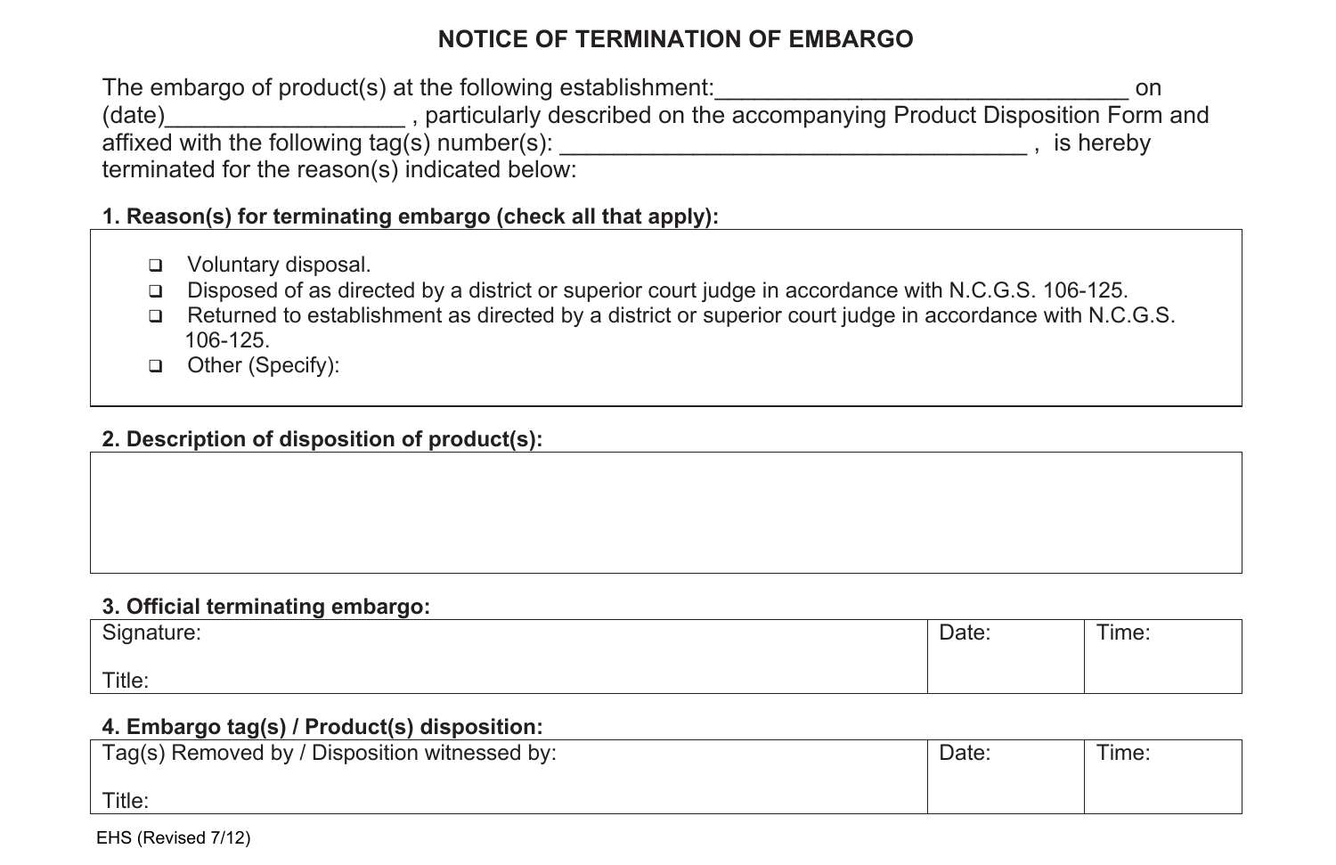# NOTICE OF TERMINATION OF EMBARGO

The embargo of product(s) at the following establishment:_______________________________ on (date)__________________ , particularly described on the accompanying Product Disposition Form and affixed with the following tag(s) number(s): ___________________________________ , is hereby terminated for the reason(s) indicated below:

**1. Reason(s) for terminating embargo (check all that apply):**

- ❑ Voluntary disposal.
- ❑ Disposed of as directed by a district or superior court judge in accordance with N.C.G.S. 106-125.
- ❑ Returned to establishment as directed by a district or superior court judge in accordance with N.C.G.S. 106-125.
- ❑ Other (Specify):

**2. Description of disposition of product(s):**

**3. Official terminating embargo:**

| Signature:<br><br>Title: | Date: | Time: |
|---|---|---|

**4. Embargo tag(s) / Product(s) disposition:**

| Tag(s) Removed by / Disposition witnessed by:<br><br>Title: | Date: | Time: |
|---|---|---|

EHS (Revised 7/12)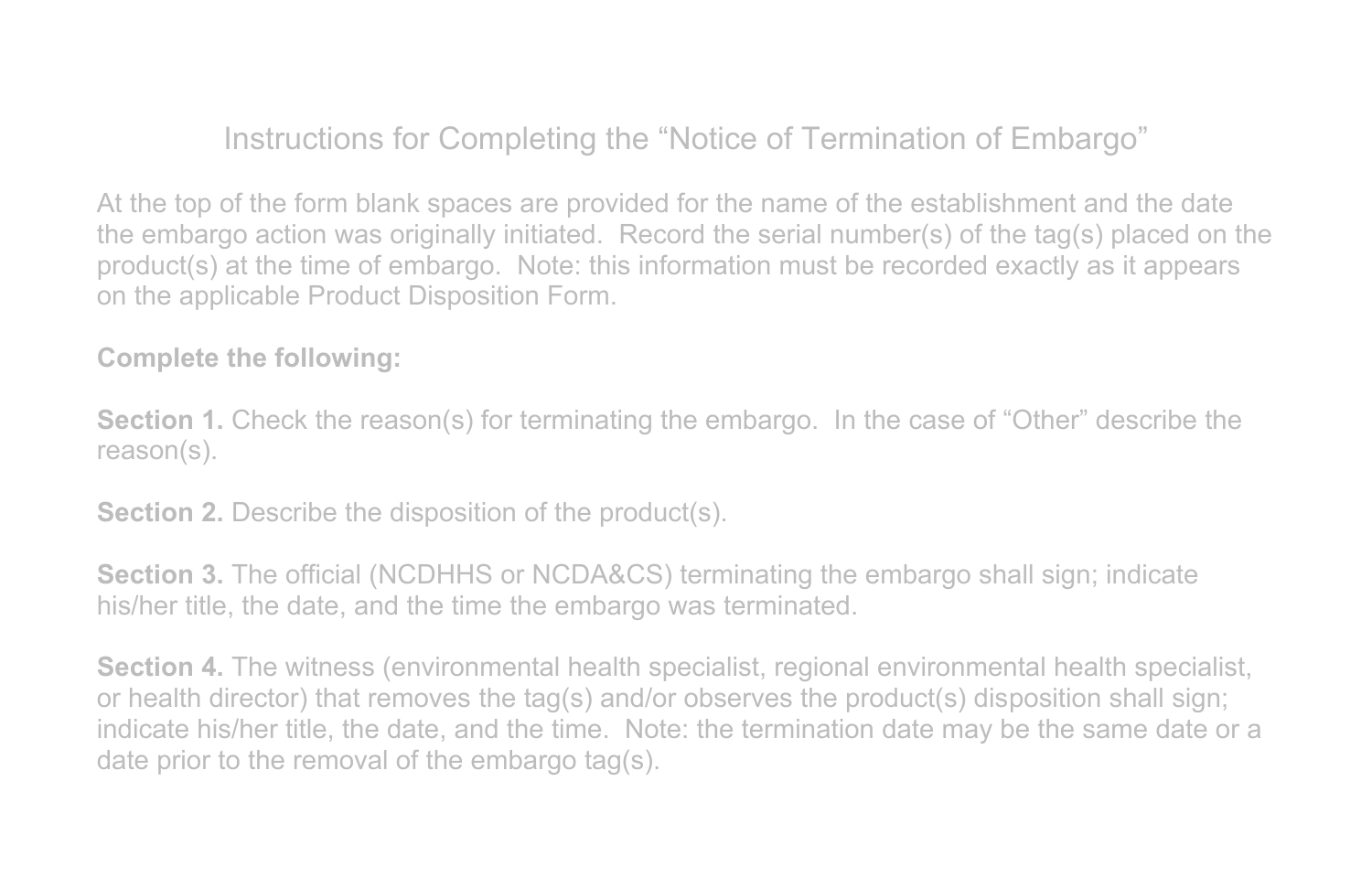# Instructions for Completing the "Notice of Termination of Embargo"

At the top of the form blank spaces are provided for the name of the establishment and the date the embargo action was originally initiated. Record the serial number(s) of the tag(s) placed on the product(s) at the time of embargo. Note: this information must be recorded exactly as it appears on the applicable Product Disposition Form.

**Complete the following:**

**Section 1.** Check the reason(s) for terminating the embargo. In the case of "Other" describe the reason(s).

**Section 2.** Describe the disposition of the product(s).

**Section 3.** The official (NCDHHS or NCDA&CS) terminating the embargo shall sign; indicate his/her title, the date, and the time the embargo was terminated.

**Section 4.** The witness (environmental health specialist, regional environmental health specialist, or health director) that removes the tag(s) and/or observes the product(s) disposition shall sign; indicate his/her title, the date, and the time. Note: the termination date may be the same date or a date prior to the removal of the embargo tag(s).